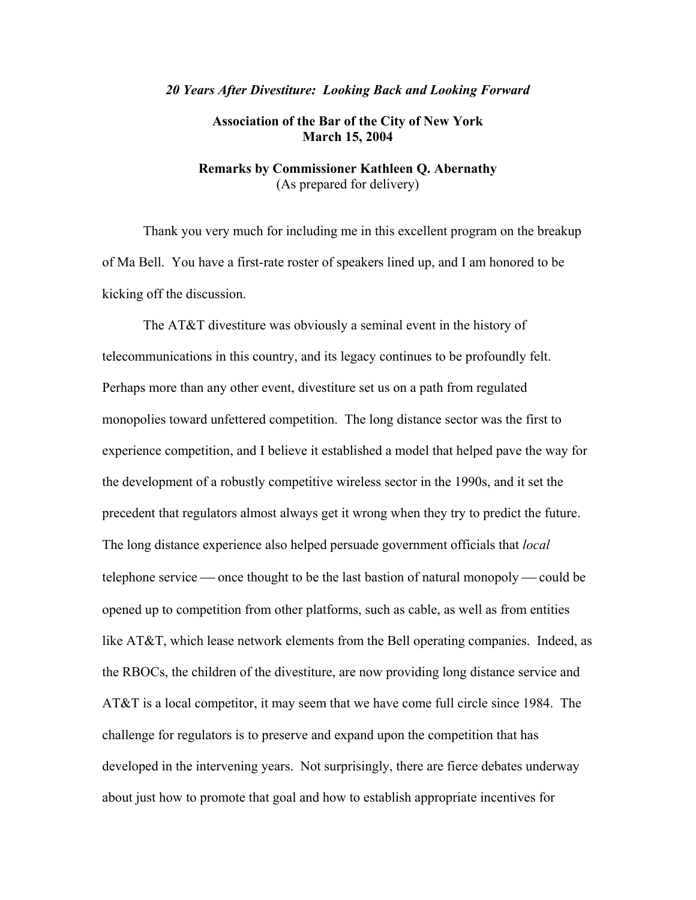*20 Years After Divestiture: Looking Back and Looking Forward*

**Association of the Bar of the City of New York**
**March 15, 2004**

**Remarks by Commissioner Kathleen Q. Abernathy**
(As prepared for delivery)

Thank you very much for including me in this excellent program on the breakup of Ma Bell. You have a first-rate roster of speakers lined up, and I am honored to be kicking off the discussion.

The AT&T divestiture was obviously a seminal event in the history of telecommunications in this country, and its legacy continues to be profoundly felt. Perhaps more than any other event, divestiture set us on a path from regulated monopolies toward unfettered competition. The long distance sector was the first to experience competition, and I believe it established a model that helped pave the way for the development of a robustly competitive wireless sector in the 1990s, and it set the precedent that regulators almost always get it wrong when they try to predict the future. The long distance experience also helped persuade government officials that *local* telephone service — once thought to be the last bastion of natural monopoly — could be opened up to competition from other platforms, such as cable, as well as from entities like AT&T, which lease network elements from the Bell operating companies. Indeed, as the RBOCs, the children of the divestiture, are now providing long distance service and AT&T is a local competitor, it may seem that we have come full circle since 1984. The challenge for regulators is to preserve and expand upon the competition that has developed in the intervening years. Not surprisingly, there are fierce debates underway about just how to promote that goal and how to establish appropriate incentives for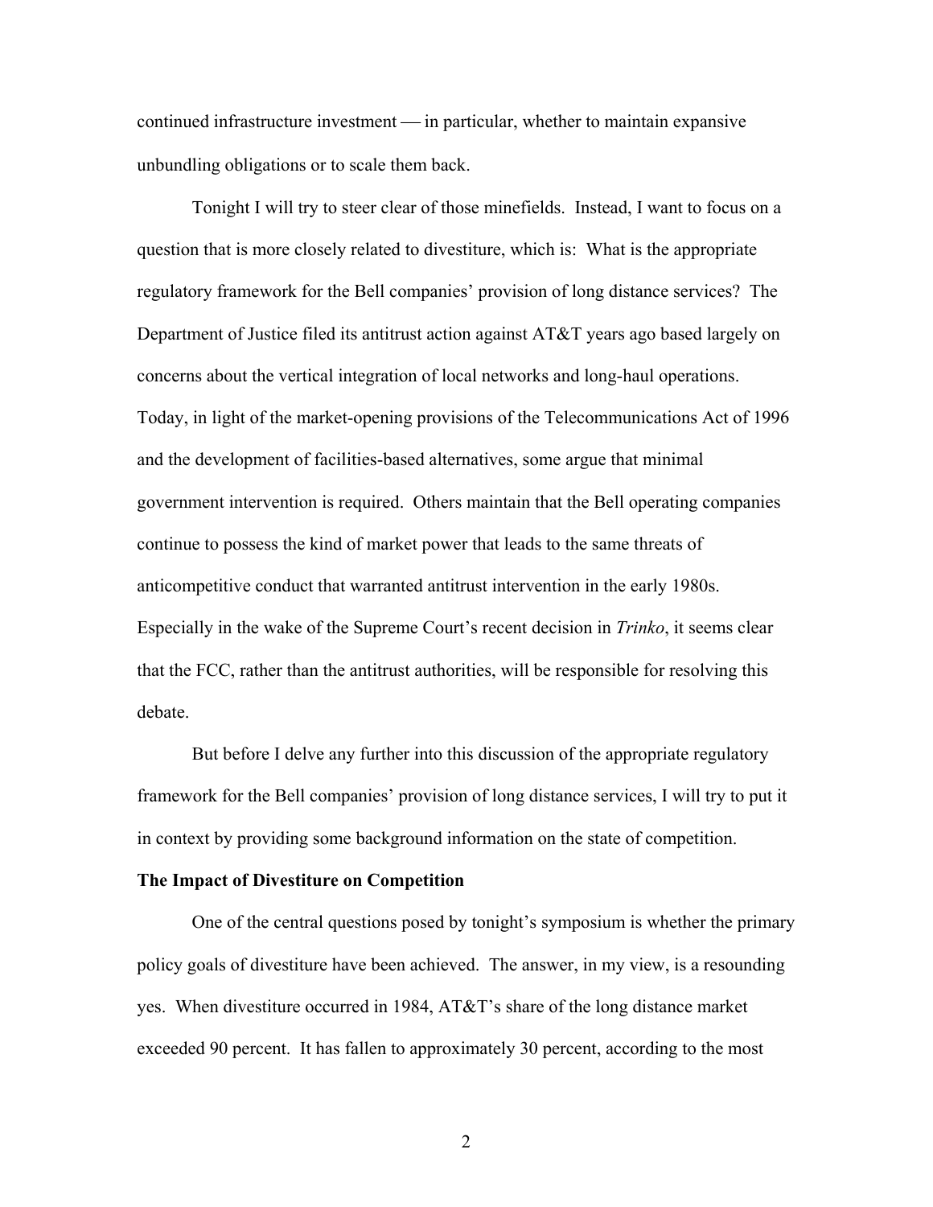continued infrastructure investment — in particular, whether to maintain expansive unbundling obligations or to scale them back.

Tonight I will try to steer clear of those minefields. Instead, I want to focus on a question that is more closely related to divestiture, which is: What is the appropriate regulatory framework for the Bell companies' provision of long distance services? The Department of Justice filed its antitrust action against AT&T years ago based largely on concerns about the vertical integration of local networks and long-haul operations. Today, in light of the market-opening provisions of the Telecommunications Act of 1996 and the development of facilities-based alternatives, some argue that minimal government intervention is required. Others maintain that the Bell operating companies continue to possess the kind of market power that leads to the same threats of anticompetitive conduct that warranted antitrust intervention in the early 1980s. Especially in the wake of the Supreme Court's recent decision in *Trinko*, it seems clear that the FCC, rather than the antitrust authorities, will be responsible for resolving this debate.

But before I delve any further into this discussion of the appropriate regulatory framework for the Bell companies' provision of long distance services, I will try to put it in context by providing some background information on the state of competition.

**The Impact of Divestiture on Competition**

One of the central questions posed by tonight's symposium is whether the primary policy goals of divestiture have been achieved. The answer, in my view, is a resounding yes. When divestiture occurred in 1984, AT&T's share of the long distance market exceeded 90 percent. It has fallen to approximately 30 percent, according to the most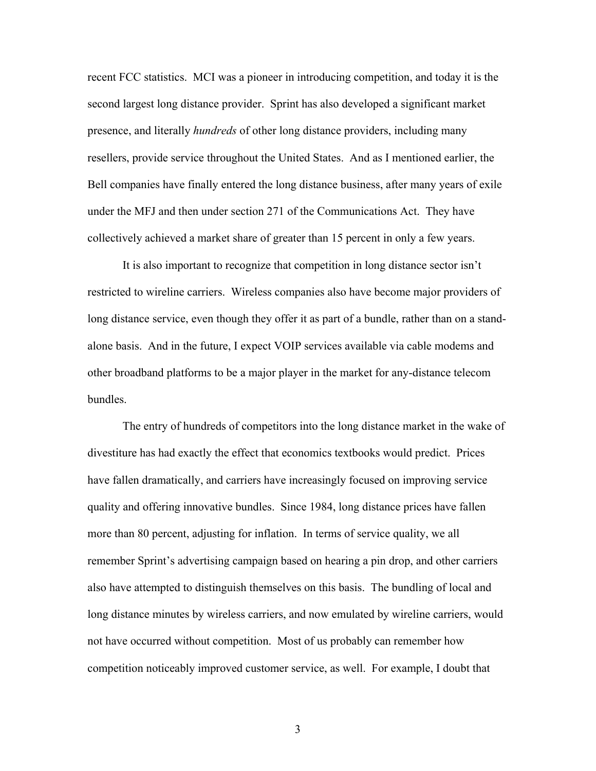recent FCC statistics. MCI was a pioneer in introducing competition, and today it is the second largest long distance provider. Sprint has also developed a significant market presence, and literally *hundreds* of other long distance providers, including many resellers, provide service throughout the United States. And as I mentioned earlier, the Bell companies have finally entered the long distance business, after many years of exile under the MFJ and then under section 271 of the Communications Act. They have collectively achieved a market share of greater than 15 percent in only a few years.

It is also important to recognize that competition in long distance sector isn't restricted to wireline carriers. Wireless companies also have become major providers of long distance service, even though they offer it as part of a bundle, rather than on a stand-alone basis. And in the future, I expect VOIP services available via cable modems and other broadband platforms to be a major player in the market for any-distance telecom bundles.

The entry of hundreds of competitors into the long distance market in the wake of divestiture has had exactly the effect that economics textbooks would predict. Prices have fallen dramatically, and carriers have increasingly focused on improving service quality and offering innovative bundles. Since 1984, long distance prices have fallen more than 80 percent, adjusting for inflation. In terms of service quality, we all remember Sprint's advertising campaign based on hearing a pin drop, and other carriers also have attempted to distinguish themselves on this basis. The bundling of local and long distance minutes by wireless carriers, and now emulated by wireline carriers, would not have occurred without competition. Most of us probably can remember how competition noticeably improved customer service, as well. For example, I doubt that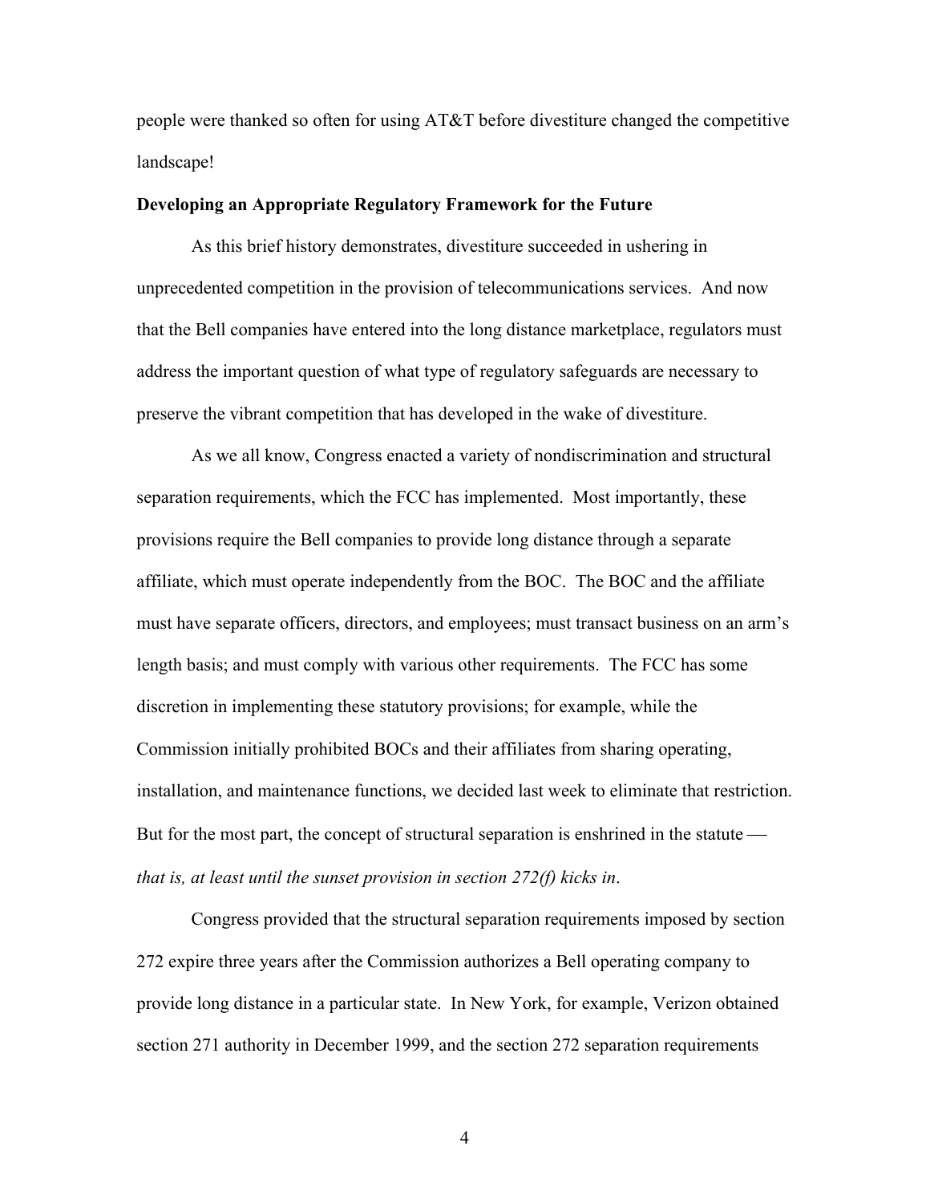people were thanked so often for using AT&T before divestiture changed the competitive landscape!

**Developing an Appropriate Regulatory Framework for the Future**

As this brief history demonstrates, divestiture succeeded in ushering in unprecedented competition in the provision of telecommunications services. And now that the Bell companies have entered into the long distance marketplace, regulators must address the important question of what type of regulatory safeguards are necessary to preserve the vibrant competition that has developed in the wake of divestiture.

As we all know, Congress enacted a variety of nondiscrimination and structural separation requirements, which the FCC has implemented. Most importantly, these provisions require the Bell companies to provide long distance through a separate affiliate, which must operate independently from the BOC. The BOC and the affiliate must have separate officers, directors, and employees; must transact business on an arm's length basis; and must comply with various other requirements. The FCC has some discretion in implementing these statutory provisions; for example, while the Commission initially prohibited BOCs and their affiliates from sharing operating, installation, and maintenance functions, we decided last week to eliminate that restriction. But for the most part, the concept of structural separation is enshrined in the statute — *that is, at least until the sunset provision in section 272(f) kicks in*.

Congress provided that the structural separation requirements imposed by section 272 expire three years after the Commission authorizes a Bell operating company to provide long distance in a particular state. In New York, for example, Verizon obtained section 271 authority in December 1999, and the section 272 separation requirements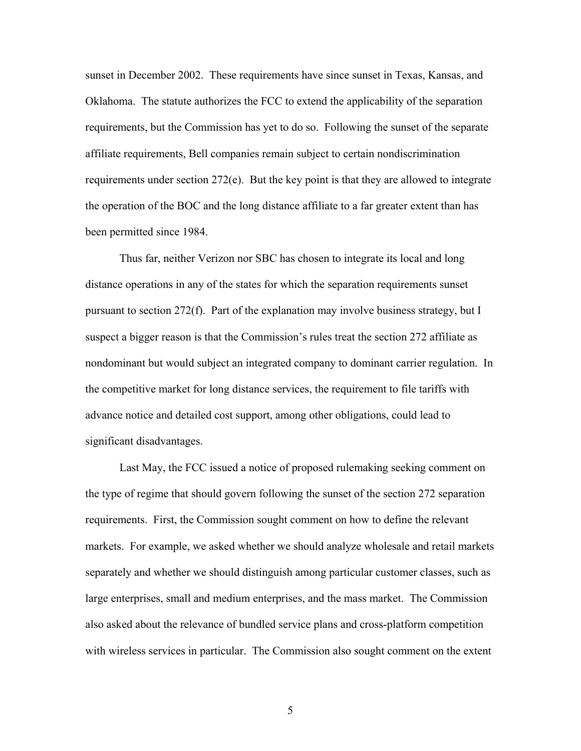sunset in December 2002. These requirements have since sunset in Texas, Kansas, and Oklahoma. The statute authorizes the FCC to extend the applicability of the separation requirements, but the Commission has yet to do so. Following the sunset of the separate affiliate requirements, Bell companies remain subject to certain nondiscrimination requirements under section 272(e). But the key point is that they are allowed to integrate the operation of the BOC and the long distance affiliate to a far greater extent than has been permitted since 1984.

Thus far, neither Verizon nor SBC has chosen to integrate its local and long distance operations in any of the states for which the separation requirements sunset pursuant to section 272(f). Part of the explanation may involve business strategy, but I suspect a bigger reason is that the Commission's rules treat the section 272 affiliate as nondominant but would subject an integrated company to dominant carrier regulation. In the competitive market for long distance services, the requirement to file tariffs with advance notice and detailed cost support, among other obligations, could lead to significant disadvantages.

Last May, the FCC issued a notice of proposed rulemaking seeking comment on the type of regime that should govern following the sunset of the section 272 separation requirements. First, the Commission sought comment on how to define the relevant markets. For example, we asked whether we should analyze wholesale and retail markets separately and whether we should distinguish among particular customer classes, such as large enterprises, small and medium enterprises, and the mass market. The Commission also asked about the relevance of bundled service plans and cross-platform competition with wireless services in particular. The Commission also sought comment on the extent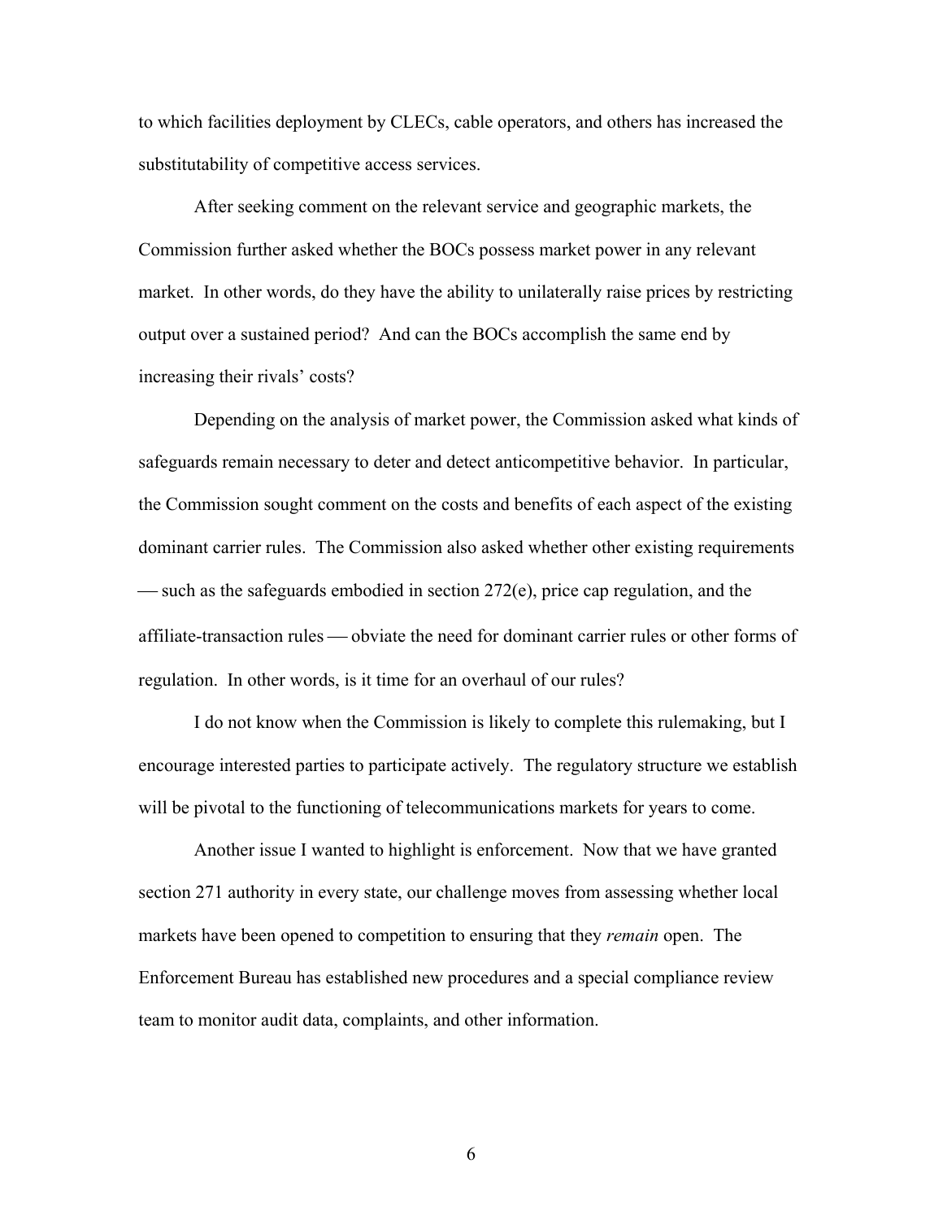to which facilities deployment by CLECs, cable operators, and others has increased the substitutability of competitive access services.

After seeking comment on the relevant service and geographic markets, the Commission further asked whether the BOCs possess market power in any relevant market. In other words, do they have the ability to unilaterally raise prices by restricting output over a sustained period? And can the BOCs accomplish the same end by increasing their rivals' costs?

Depending on the analysis of market power, the Commission asked what kinds of safeguards remain necessary to deter and detect anticompetitive behavior. In particular, the Commission sought comment on the costs and benefits of each aspect of the existing dominant carrier rules. The Commission also asked whether other existing requirements — such as the safeguards embodied in section 272(e), price cap regulation, and the affiliate-transaction rules — obviate the need for dominant carrier rules or other forms of regulation. In other words, is it time for an overhaul of our rules?

I do not know when the Commission is likely to complete this rulemaking, but I encourage interested parties to participate actively. The regulatory structure we establish will be pivotal to the functioning of telecommunications markets for years to come.

Another issue I wanted to highlight is enforcement. Now that we have granted section 271 authority in every state, our challenge moves from assessing whether local markets have been opened to competition to ensuring that they *remain* open. The Enforcement Bureau has established new procedures and a special compliance review team to monitor audit data, complaints, and other information.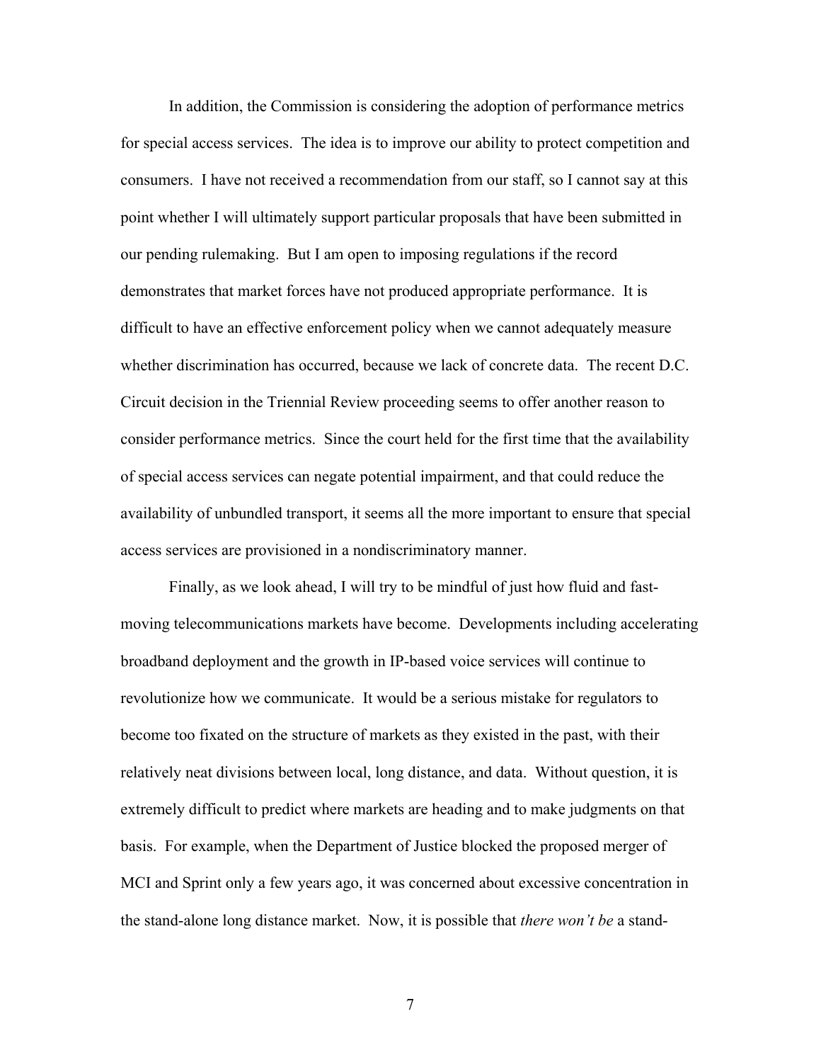In addition, the Commission is considering the adoption of performance metrics for special access services. The idea is to improve our ability to protect competition and consumers. I have not received a recommendation from our staff, so I cannot say at this point whether I will ultimately support particular proposals that have been submitted in our pending rulemaking. But I am open to imposing regulations if the record demonstrates that market forces have not produced appropriate performance. It is difficult to have an effective enforcement policy when we cannot adequately measure whether discrimination has occurred, because we lack of concrete data. The recent D.C. Circuit decision in the Triennial Review proceeding seems to offer another reason to consider performance metrics. Since the court held for the first time that the availability of special access services can negate potential impairment, and that could reduce the availability of unbundled transport, it seems all the more important to ensure that special access services are provisioned in a nondiscriminatory manner.

Finally, as we look ahead, I will try to be mindful of just how fluid and fast-moving telecommunications markets have become. Developments including accelerating broadband deployment and the growth in IP-based voice services will continue to revolutionize how we communicate. It would be a serious mistake for regulators to become too fixated on the structure of markets as they existed in the past, with their relatively neat divisions between local, long distance, and data. Without question, it is extremely difficult to predict where markets are heading and to make judgments on that basis. For example, when the Department of Justice blocked the proposed merger of MCI and Sprint only a few years ago, it was concerned about excessive concentration in the stand-alone long distance market. Now, it is possible that *there won't be* a stand-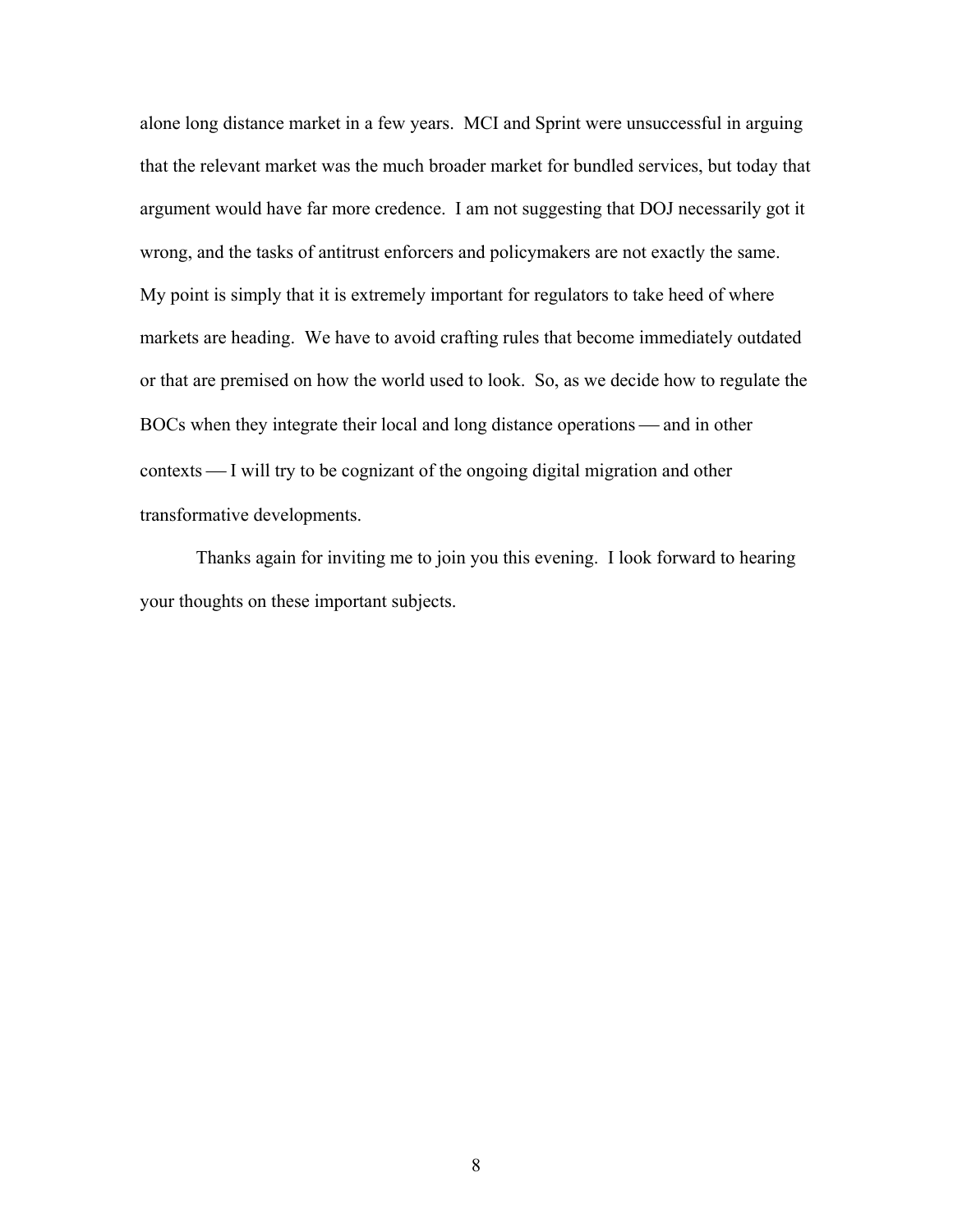alone long distance market in a few years. MCI and Sprint were unsuccessful in arguing that the relevant market was the much broader market for bundled services, but today that argument would have far more credence. I am not suggesting that DOJ necessarily got it wrong, and the tasks of antitrust enforcers and policymakers are not exactly the same. My point is simply that it is extremely important for regulators to take heed of where markets are heading. We have to avoid crafting rules that become immediately outdated or that are premised on how the world used to look. So, as we decide how to regulate the BOCs when they integrate their local and long distance operations — and in other contexts — I will try to be cognizant of the ongoing digital migration and other transformative developments.

Thanks again for inviting me to join you this evening. I look forward to hearing your thoughts on these important subjects.